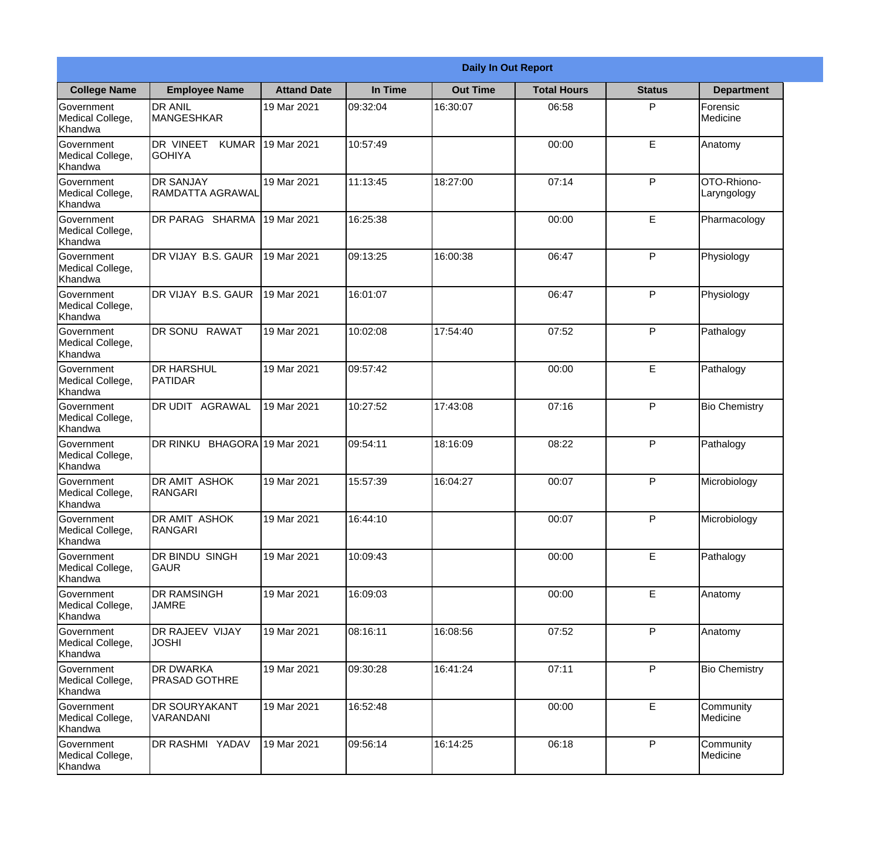**Daily In Out Report**

| College Name | Employee Name | Attand Date | In Time | Out Time | Total Hours | Status | Department |
|---|---|---|---|---|---|---|---|
| Government Medical College, Khandwa | DR ANIL MANGESHKAR | 19 Mar 2021 | 09:32:04 | 16:30:07 | 06:58 | P | Forensic Medicine |
| Government Medical College, Khandwa | DR VINEET KUMAR GOHIYA | 19 Mar 2021 | 10:57:49 | | 00:00 | E | Anatomy |
| Government Medical College, Khandwa | DR SANJAY RAMDATTA AGRAWAL | 19 Mar 2021 | 11:13:45 | 18:27:00 | 07:14 | P | OTO-Rhiono-Laryngology |
| Government Medical College, Khandwa | DR PARAG SHARMA | 19 Mar 2021 | 16:25:38 | | 00:00 | E | Pharmacology |
| Government Medical College, Khandwa | DR VIJAY B.S. GAUR | 19 Mar 2021 | 09:13:25 | 16:00:38 | 06:47 | P | Physiology |
| Government Medical College, Khandwa | DR VIJAY B.S. GAUR | 19 Mar 2021 | 16:01:07 | | 06:47 | P | Physiology |
| Government Medical College, Khandwa | DR SONU RAWAT | 19 Mar 2021 | 10:02:08 | 17:54:40 | 07:52 | P | Pathalogy |
| Government Medical College, Khandwa | DR HARSHUL PATIDAR | 19 Mar 2021 | 09:57:42 | | 00:00 | E | Pathalogy |
| Government Medical College, Khandwa | DR UDIT AGRAWAL | 19 Mar 2021 | 10:27:52 | 17:43:08 | 07:16 | P | Bio Chemistry |
| Government Medical College, Khandwa | DR RINKU BHAGORA | 19 Mar 2021 | 09:54:11 | 18:16:09 | 08:22 | P | Pathalogy |
| Government Medical College, Khandwa | DR AMIT ASHOK RANGARI | 19 Mar 2021 | 15:57:39 | 16:04:27 | 00:07 | P | Microbiology |
| Government Medical College, Khandwa | DR AMIT ASHOK RANGARI | 19 Mar 2021 | 16:44:10 | | 00:07 | P | Microbiology |
| Government Medical College, Khandwa | DR BINDU SINGH GAUR | 19 Mar 2021 | 10:09:43 | | 00:00 | E | Pathalogy |
| Government Medical College, Khandwa | DR RAMSINGH JAMRE | 19 Mar 2021 | 16:09:03 | | 00:00 | E | Anatomy |
| Government Medical College, Khandwa | DR RAJEEV VIJAY JOSHI | 19 Mar 2021 | 08:16:11 | 16:08:56 | 07:52 | P | Anatomy |
| Government Medical College, Khandwa | DR DWARKA PRASAD GOTHRE | 19 Mar 2021 | 09:30:28 | 16:41:24 | 07:11 | P | Bio Chemistry |
| Government Medical College, Khandwa | DR SOURYAKANT VARANDANI | 19 Mar 2021 | 16:52:48 | | 00:00 | E | Community Medicine |
| Government Medical College, Khandwa | DR RASHMI YADAV | 19 Mar 2021 | 09:56:14 | 16:14:25 | 06:18 | P | Community Medicine |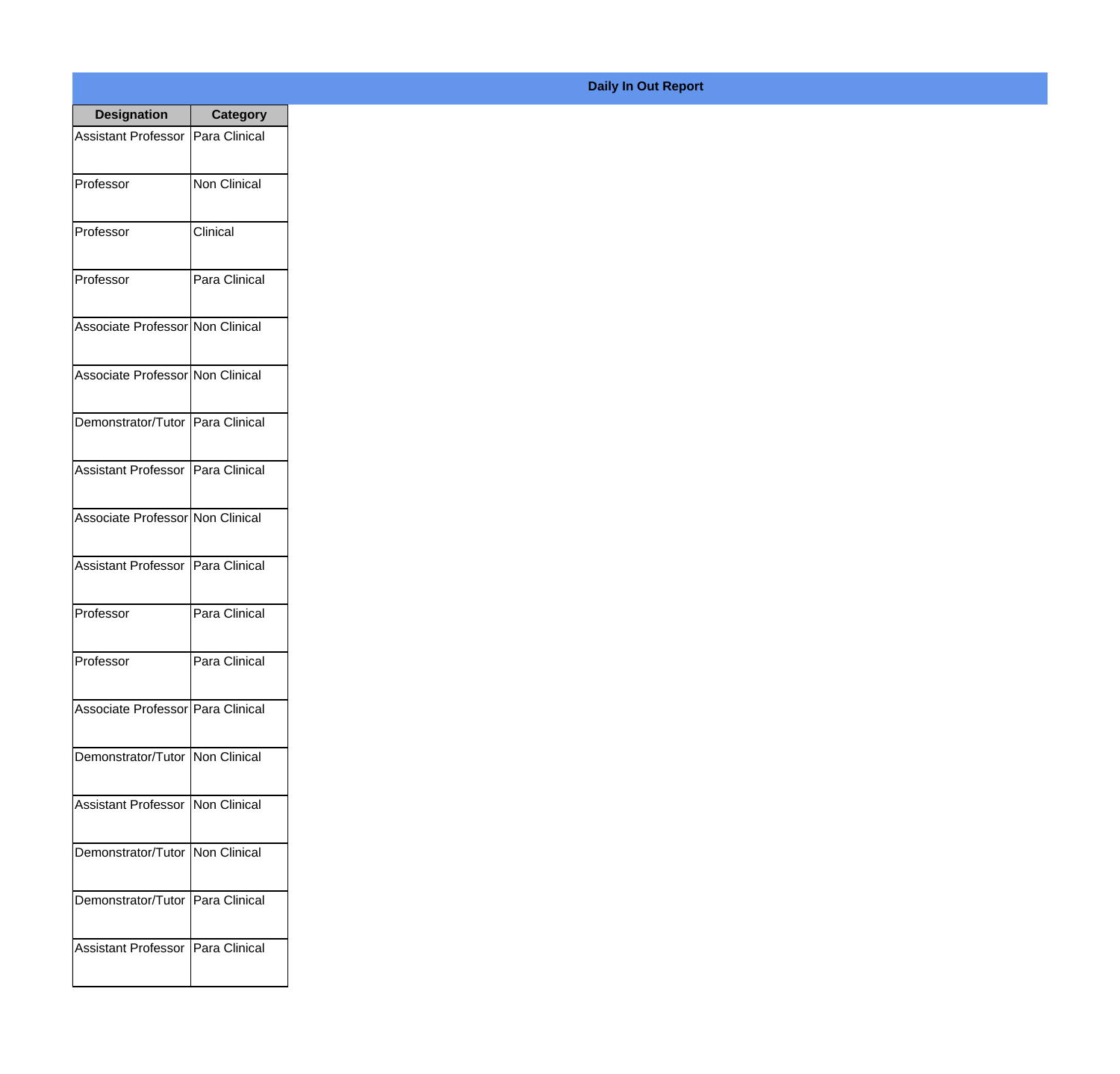**Daily In Out Report**

| Designation | Category |
|---|---|
| Assistant Professor | Para Clinical |
| Professor | Non Clinical |
| Professor | Clinical |
| Professor | Para Clinical |
| Associate Professor | Non Clinical |
| Associate Professor | Non Clinical |
| Demonstrator/Tutor | Para Clinical |
| Assistant Professor | Para Clinical |
| Associate Professor | Non Clinical |
| Assistant Professor | Para Clinical |
| Professor | Para Clinical |
| Professor | Para Clinical |
| Associate Professor | Para Clinical |
| Demonstrator/Tutor | Non Clinical |
| Assistant Professor | Non Clinical |
| Demonstrator/Tutor | Non Clinical |
| Demonstrator/Tutor | Para Clinical |
| Assistant Professor | Para Clinical |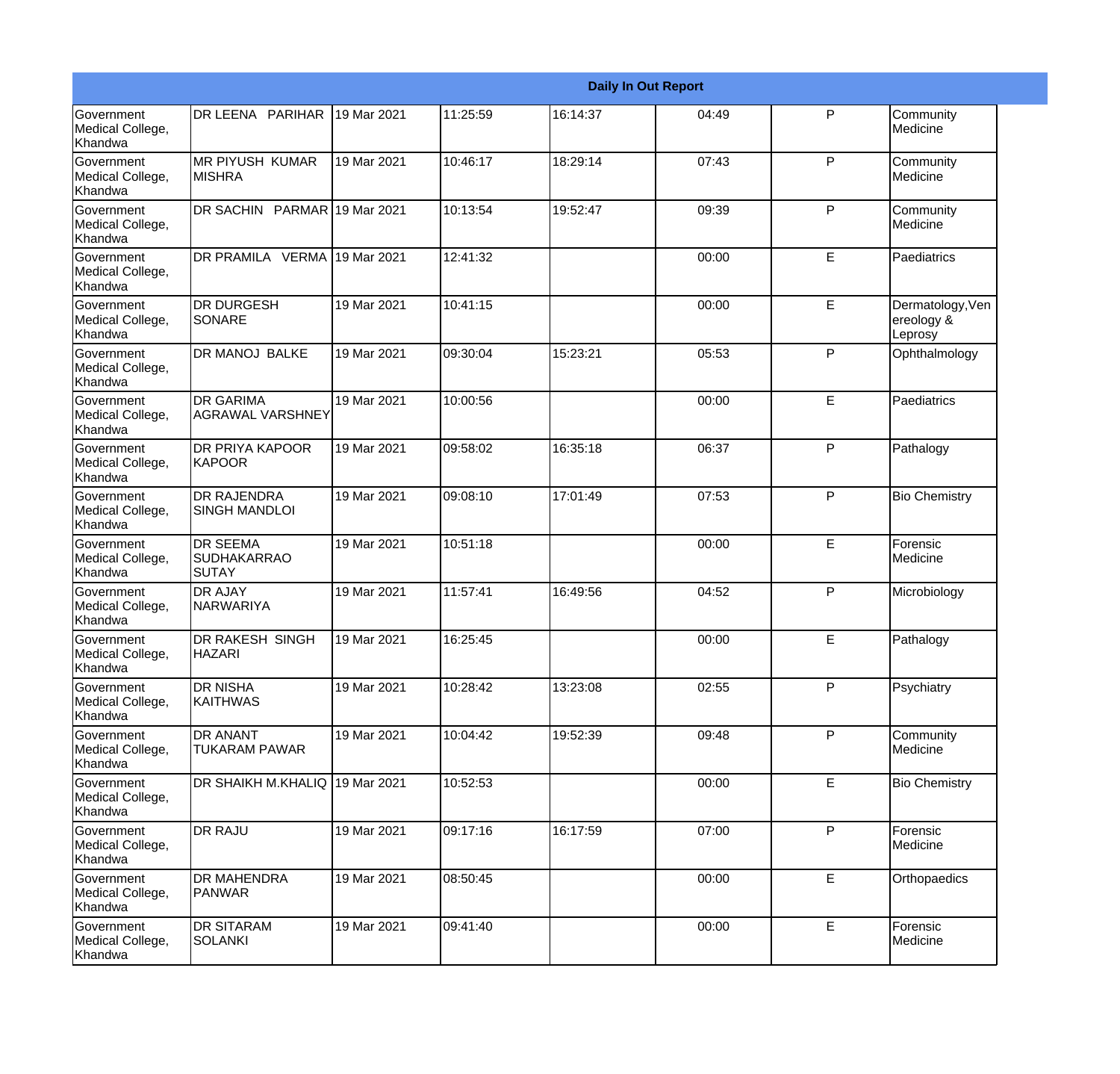| Daily In Out Report | | | | | | | |
|---|---|---|---|---|---|---|---|
| Government Medical College, Khandwa | DR LEENA PARIHAR | 19 Mar 2021 | 11:25:59 | 16:14:37 | 04:49 | P | Community Medicine |
| Government Medical College, Khandwa | MR PIYUSH KUMAR MISHRA | 19 Mar 2021 | 10:46:17 | 18:29:14 | 07:43 | P | Community Medicine |
| Government Medical College, Khandwa | DR SACHIN PARMAR | 19 Mar 2021 | 10:13:54 | 19:52:47 | 09:39 | P | Community Medicine |
| Government Medical College, Khandwa | DR PRAMILA VERMA | 19 Mar 2021 | 12:41:32 | | 00:00 | E | Paediatrics |
| Government Medical College, Khandwa | DR DURGESH SONARE | 19 Mar 2021 | 10:41:15 | | 00:00 | E | Dermatology,Venereology & Leprosy |
| Government Medical College, Khandwa | DR MANOJ BALKE | 19 Mar 2021 | 09:30:04 | 15:23:21 | 05:53 | P | Ophthalmology |
| Government Medical College, Khandwa | DR GARIMA AGRAWAL VARSHNEY | 19 Mar 2021 | 10:00:56 | | 00:00 | E | Paediatrics |
| Government Medical College, Khandwa | DR PRIYA KAPOOR KAPOOR | 19 Mar 2021 | 09:58:02 | 16:35:18 | 06:37 | P | Pathalogy |
| Government Medical College, Khandwa | DR RAJENDRA SINGH MANDLOI | 19 Mar 2021 | 09:08:10 | 17:01:49 | 07:53 | P | Bio Chemistry |
| Government Medical College, Khandwa | DR SEEMA SUDHAKARRAO SUTAY | 19 Mar 2021 | 10:51:18 | | 00:00 | E | Forensic Medicine |
| Government Medical College, Khandwa | DR AJAY NARWARIYA | 19 Mar 2021 | 11:57:41 | 16:49:56 | 04:52 | P | Microbiology |
| Government Medical College, Khandwa | DR RAKESH SINGH HAZARI | 19 Mar 2021 | 16:25:45 | | 00:00 | E | Pathalogy |
| Government Medical College, Khandwa | DR NISHA KAITHWAS | 19 Mar 2021 | 10:28:42 | 13:23:08 | 02:55 | P | Psychiatry |
| Government Medical College, Khandwa | DR ANANT TUKARAM PAWAR | 19 Mar 2021 | 10:04:42 | 19:52:39 | 09:48 | P | Community Medicine |
| Government Medical College, Khandwa | DR SHAIKH M.KHALIQ | 19 Mar 2021 | 10:52:53 | | 00:00 | E | Bio Chemistry |
| Government Medical College, Khandwa | DR RAJU | 19 Mar 2021 | 09:17:16 | 16:17:59 | 07:00 | P | Forensic Medicine |
| Government Medical College, Khandwa | DR MAHENDRA PANWAR | 19 Mar 2021 | 08:50:45 | | 00:00 | E | Orthopaedics |
| Government Medical College, Khandwa | DR SITARAM SOLANKI | 19 Mar 2021 | 09:41:40 | | 00:00 | E | Forensic Medicine |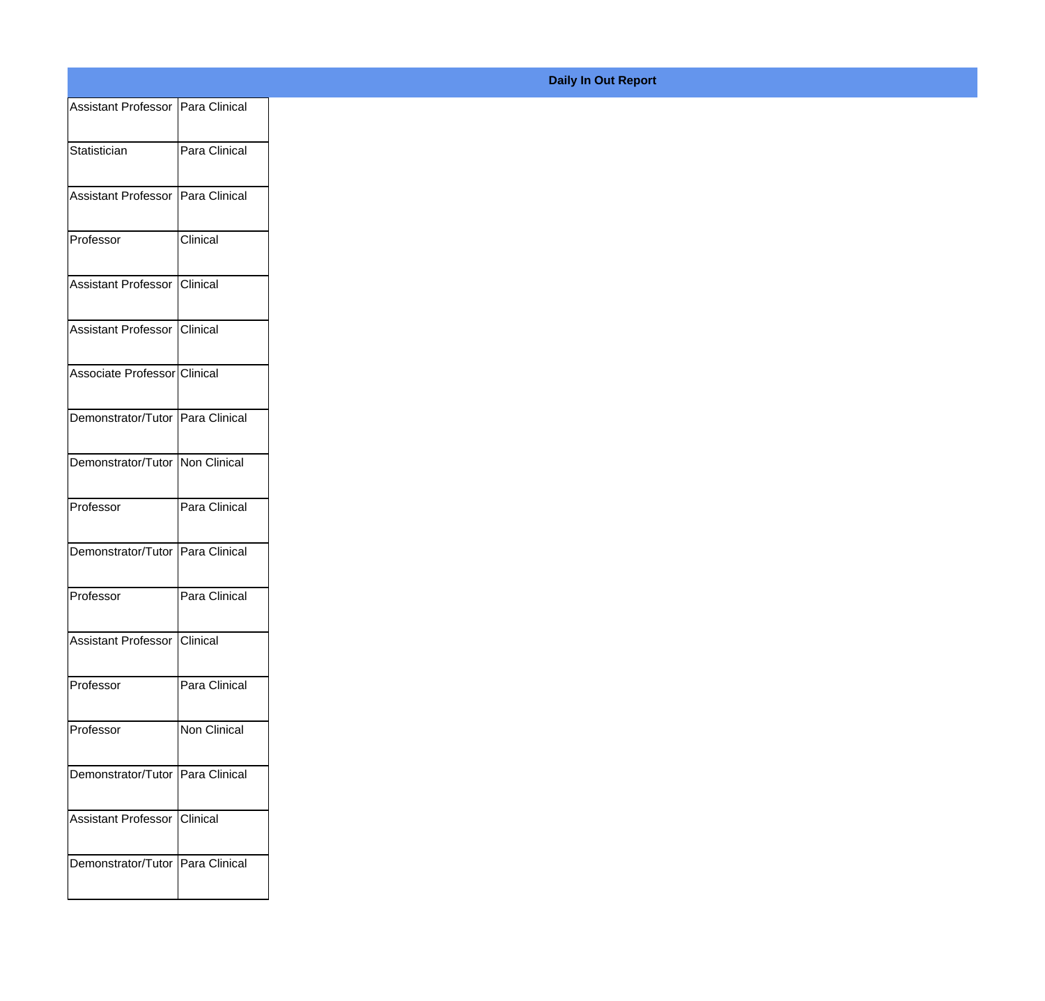**Daily In Out Report**

| | |
|---|---|
| Assistant Professor | Para Clinical |
| Statistician | Para Clinical |
| Assistant Professor | Para Clinical |
| Professor | Clinical |
| Assistant Professor | Clinical |
| Assistant Professor | Clinical |
| Associate Professor | Clinical |
| Demonstrator/Tutor | Para Clinical |
| Demonstrator/Tutor | Non Clinical |
| Professor | Para Clinical |
| Demonstrator/Tutor | Para Clinical |
| Professor | Para Clinical |
| Assistant Professor | Clinical |
| Professor | Para Clinical |
| Professor | Non Clinical |
| Demonstrator/Tutor | Para Clinical |
| Assistant Professor | Clinical |
| Demonstrator/Tutor | Para Clinical |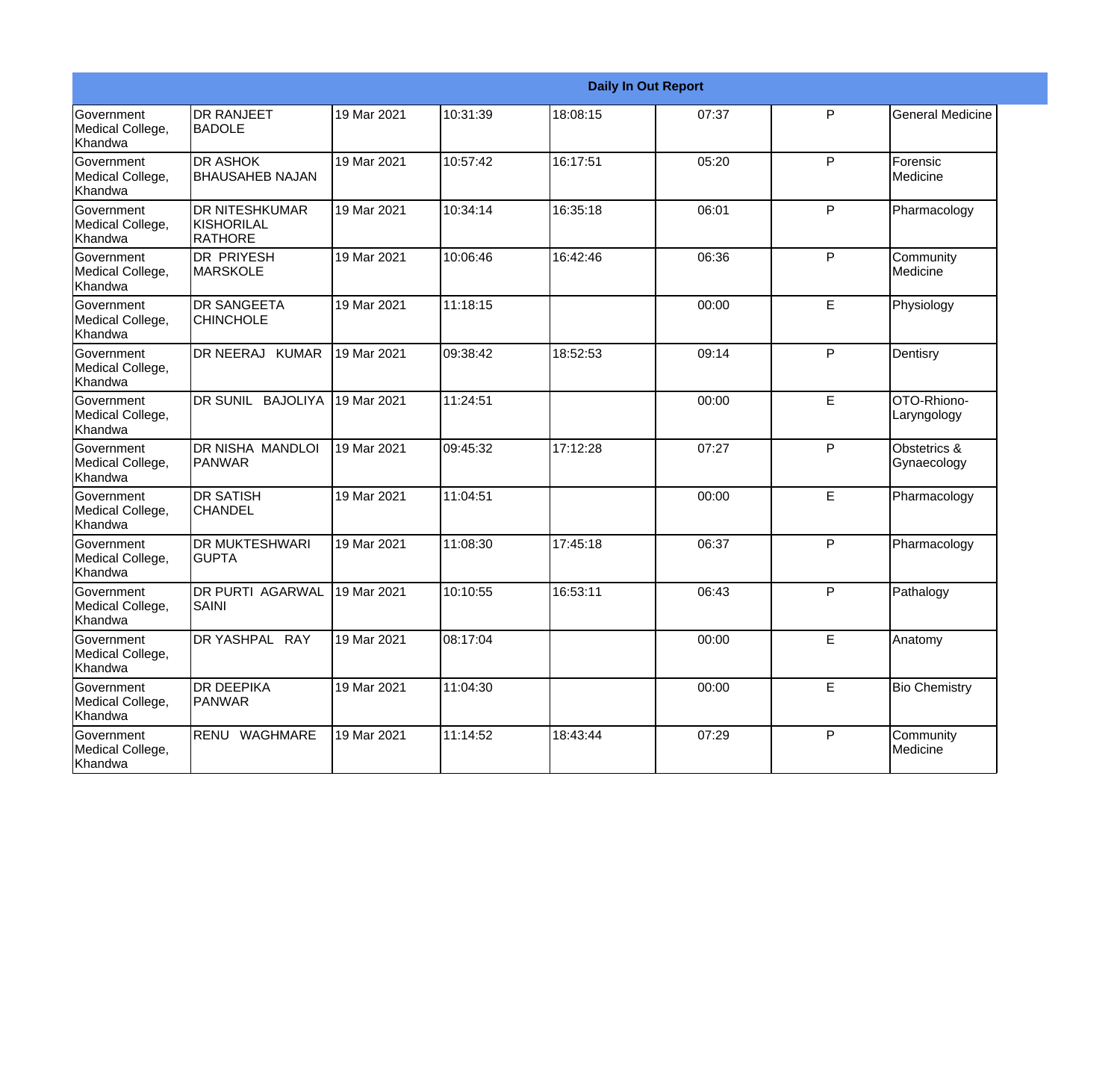| Daily In Out Report | | | | | | | |
|---|---|---|---|---|---|---|---|
| Government Medical College, Khandwa | DR RANJEET BADOLE | 19 Mar 2021 | 10:31:39 | 18:08:15 | 07:37 | P | General Medicine |
| Government Medical College, Khandwa | DR ASHOK BHAUSAHEB NAJAN | 19 Mar 2021 | 10:57:42 | 16:17:51 | 05:20 | P | Forensic Medicine |
| Government Medical College, Khandwa | DR NITESHKUMAR KISHORILAL RATHORE | 19 Mar 2021 | 10:34:14 | 16:35:18 | 06:01 | P | Pharmacology |
| Government Medical College, Khandwa | DR PRIYESH MARSKOLE | 19 Mar 2021 | 10:06:46 | 16:42:46 | 06:36 | P | Community Medicine |
| Government Medical College, Khandwa | DR SANGEETA CHINCHOLE | 19 Mar 2021 | 11:18:15 | | 00:00 | E | Physiology |
| Government Medical College, Khandwa | DR NEERAJ KUMAR | 19 Mar 2021 | 09:38:42 | 18:52:53 | 09:14 | P | Dentisry |
| Government Medical College, Khandwa | DR SUNIL BAJOLIYA | 19 Mar 2021 | 11:24:51 | | 00:00 | E | OTO-Rhiono-Laryngology |
| Government Medical College, Khandwa | DR NISHA MANDLOI PANWAR | 19 Mar 2021 | 09:45:32 | 17:12:28 | 07:27 | P | Obstetrics & Gynaecology |
| Government Medical College, Khandwa | DR SATISH CHANDEL | 19 Mar 2021 | 11:04:51 | | 00:00 | E | Pharmacology |
| Government Medical College, Khandwa | DR MUKTESHWARI GUPTA | 19 Mar 2021 | 11:08:30 | 17:45:18 | 06:37 | P | Pharmacology |
| Government Medical College, Khandwa | DR PURTI AGARWAL SAINI | 19 Mar 2021 | 10:10:55 | 16:53:11 | 06:43 | P | Pathalogy |
| Government Medical College, Khandwa | DR YASHPAL RAY | 19 Mar 2021 | 08:17:04 | | 00:00 | E | Anatomy |
| Government Medical College, Khandwa | DR DEEPIKA PANWAR | 19 Mar 2021 | 11:04:30 | | 00:00 | E | Bio Chemistry |
| Government Medical College, Khandwa | RENU WAGHMARE | 19 Mar 2021 | 11:14:52 | 18:43:44 | 07:29 | P | Community Medicine |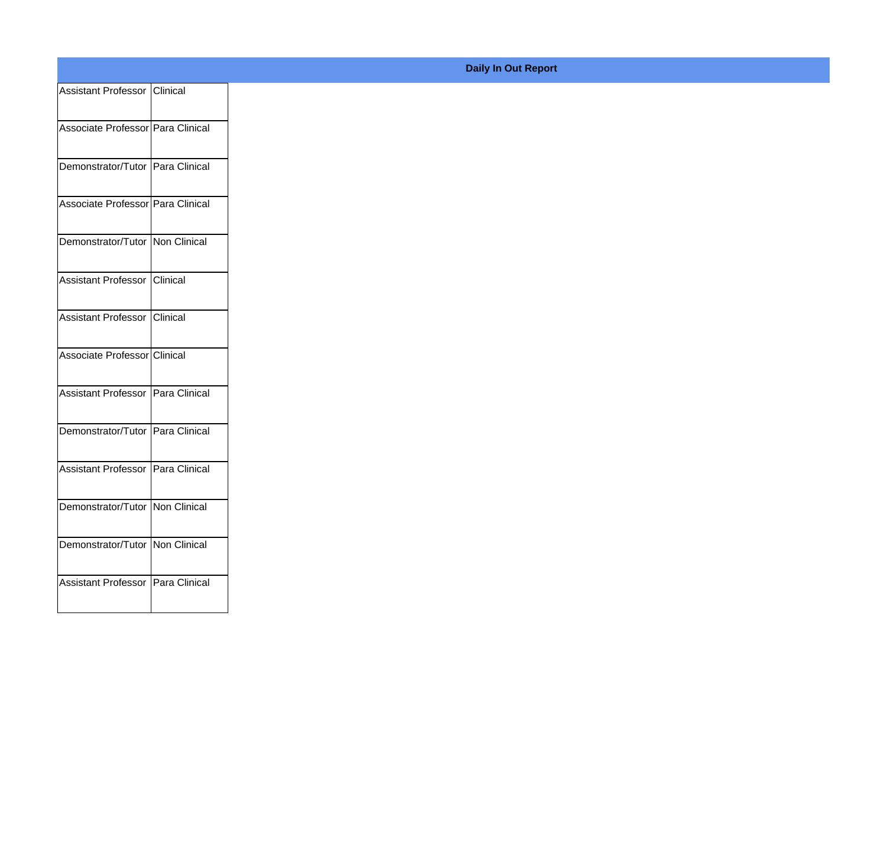**Daily In Out Report**

| | |
|---|---|
| Assistant Professor | Clinical |
| Associate Professor | Para Clinical |
| Demonstrator/Tutor | Para Clinical |
| Associate Professor | Para Clinical |
| Demonstrator/Tutor | Non Clinical |
| Assistant Professor | Clinical |
| Assistant Professor | Clinical |
| Associate Professor | Clinical |
| Assistant Professor | Para Clinical |
| Demonstrator/Tutor | Para Clinical |
| Assistant Professor | Para Clinical |
| Demonstrator/Tutor | Non Clinical |
| Demonstrator/Tutor | Non Clinical |
| Assistant Professor | Para Clinical |